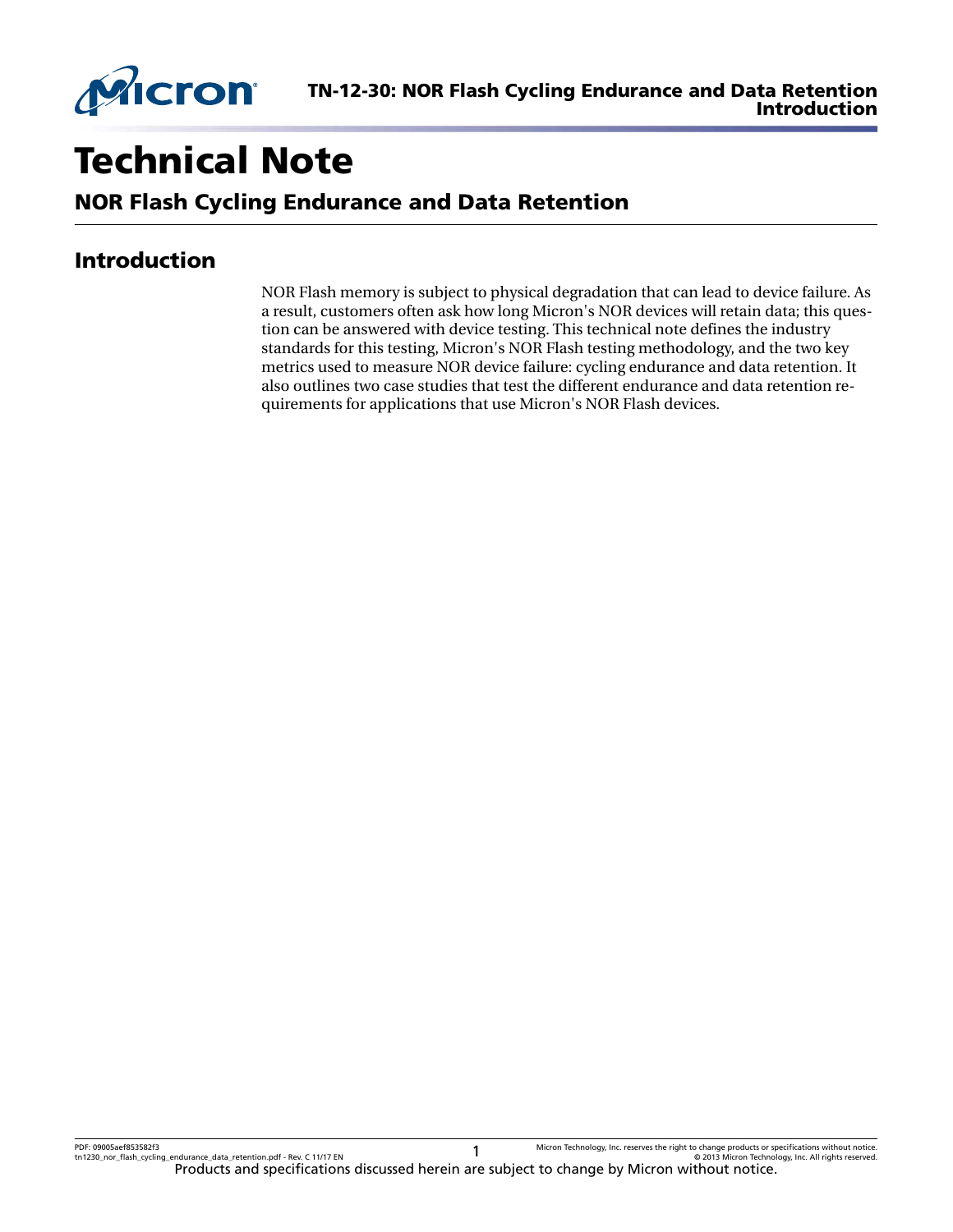# Technical Note

## NOR Flash Cycling Endurance and Data Retention

## Introduction

NOR Flash memory is subject to physical degradation that can lead to device failure. As a result, customers often ask how long Micron's NOR devices will retain data; this question can be answered with device testing. This technical note defines the industry standards for this testing, Micron's NOR Flash testing methodology, and the two key metrics used to measure NOR device failure: cycling endurance and data retention. It also outlines two case studies that test the different endurance and data retention requirements for applications that use Micron's NOR Flash devices.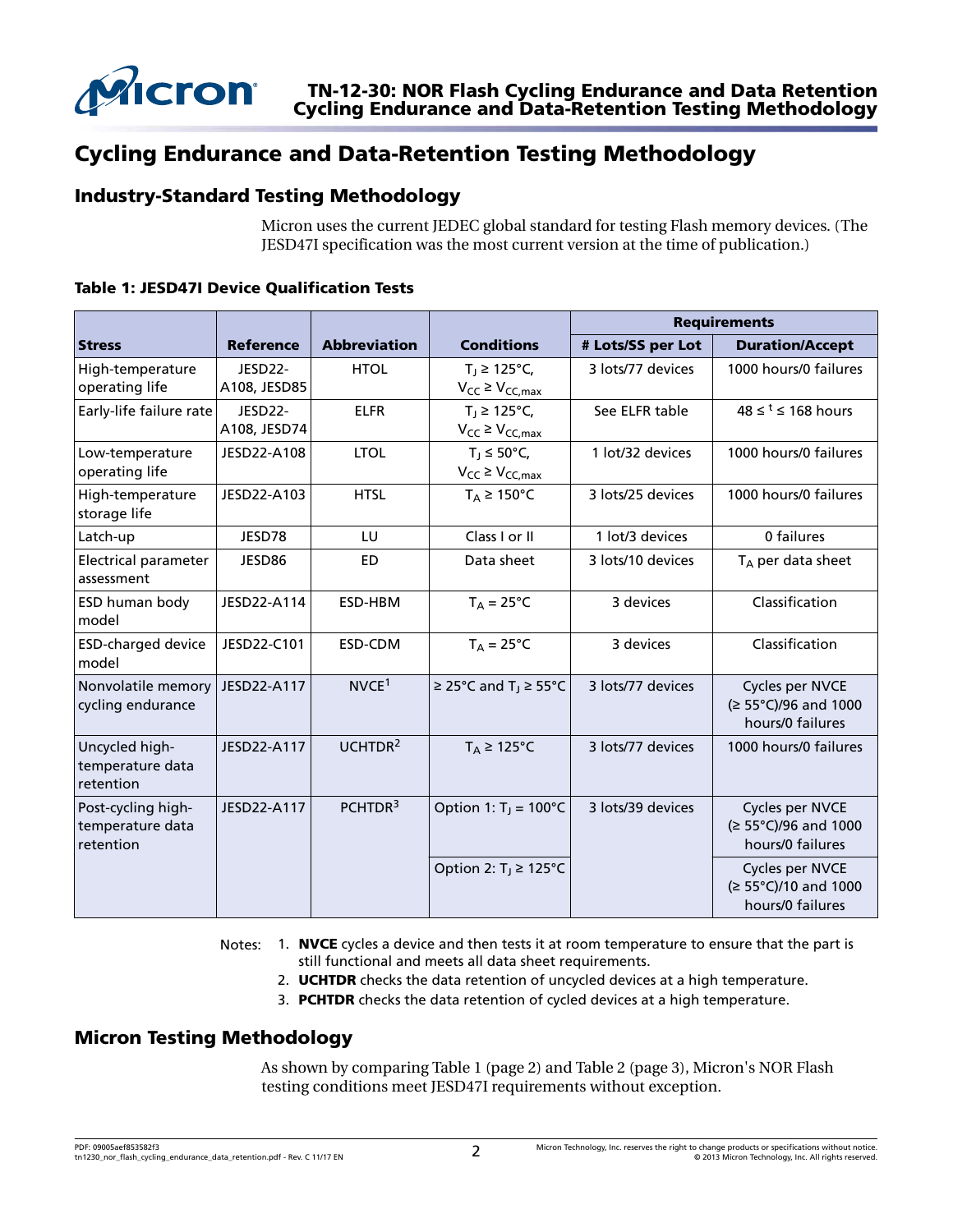# Cycling Endurance and Data-Retention Testing Methodology

## Industry-Standard Testing Methodology

Micron uses the current JEDEC global standard for testing Flash memory devices. (The JESD47I specification was the most current version at the time of publication.)

**Table 1: JESD47I Device Qualification Tests**

| Stress | Reference | Abbreviation | Conditions | Requirements | |
|---|---|---|---|---|---|
| | | | | # Lots/SS per Lot | Duration/Accept |
| High-temperature operating life | JESD22-A108, JESD85 | HTOL | $T_J \geq 125°C$, $V_{CC} \geq V_{CC,max}$ | 3 lots/77 devices | 1000 hours/0 failures |
| Early-life failure rate | JESD22-A108, JESD74 | ELFR | $T_J \geq 125°C$, $V_{CC} \geq V_{CC,max}$ | See ELFR table | $48 \leq t \leq 168$ hours |
| Low-temperature operating life | JESD22-A108 | LTOL | $T_J \leq 50°C$, $V_{CC} \geq V_{CC,max}$ | 1 lot/32 devices | 1000 hours/0 failures |
| High-temperature storage life | JESD22-A103 | HTSL | $T_A \geq 150°C$ | 3 lots/25 devices | 1000 hours/0 failures |
| Latch-up | JESD78 | LU | Class I or II | 1 lot/3 devices | 0 failures |
| Electrical parameter assessment | JESD86 | ED | Data sheet | 3 lots/10 devices | $T_A$ per data sheet |
| ESD human body model | JESD22-A114 | ESD-HBM | $T_A = 25°C$ | 3 devices | Classification |
| ESD-charged device model | JESD22-C101 | ESD-CDM | $T_A = 25°C$ | 3 devices | Classification |
| Nonvolatile memory cycling endurance | JESD22-A117 | NVCE[1] | ≥ 25°C and $T_J \geq 55°C$ | 3 lots/77 devices | Cycles per NVCE (≥ 55°C)/96 and 1000 hours/0 failures |
| Uncycled high-temperature data retention | JESD22-A117 | UCHTDR[2] | $T_A \geq 125°C$ | 3 lots/77 devices | 1000 hours/0 failures |
| Post-cycling high-temperature data retention | JESD22-A117 | PCHTDR[3] | Option 1: $T_J = 100°C$ | 3 lots/39 devices | Cycles per NVCE (≥ 55°C)/96 and 1000 hours/0 failures |
| | | | Option 2: $T_J \geq 125°C$ | | Cycles per NVCE (≥ 55°C)/10 and 1000 hours/0 failures |

Notes:
1. **NVCE** cycles a device and then tests it at room temperature to ensure that the part is still functional and meets all data sheet requirements.
2. **UCHTDR** checks the data retention of uncycled devices at a high temperature.
3. **PCHTDR** checks the data retention of cycled devices at a high temperature.

## Micron Testing Methodology

As shown by comparing Table 1 (page 2) and Table 2 (page 3), Micron's NOR Flash testing conditions meet JESD47I requirements without exception.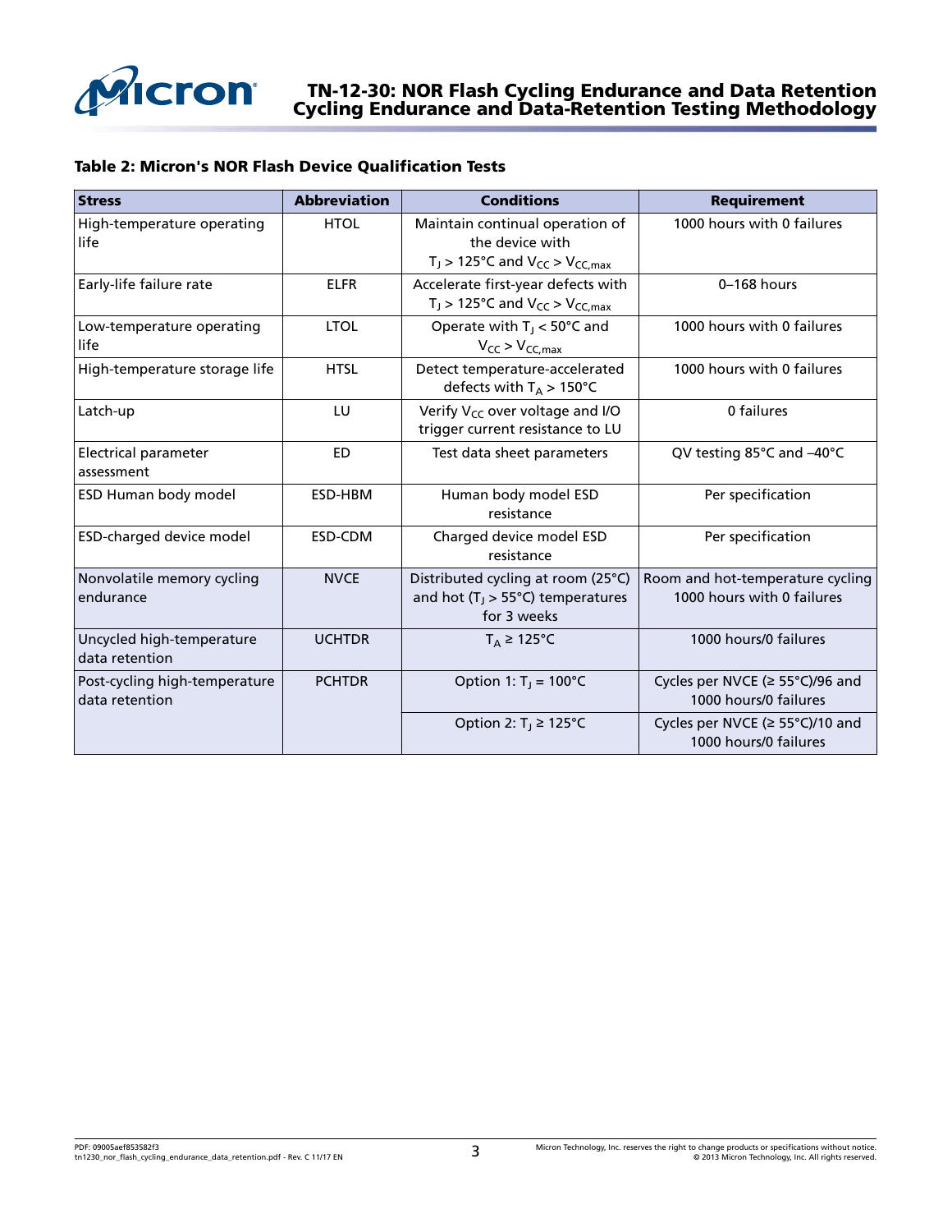**Table 2: Micron's NOR Flash Device Qualification Tests**

| Stress | Abbreviation | Conditions | Requirement |
|---|---|---|---|
| High-temperature operating life | HTOL | Maintain continual operation of the device with $T_J > 125°C$ and $V_{CC} > V_{CC,max}$ | 1000 hours with 0 failures |
| Early-life failure rate | ELFR | Accelerate first-year defects with $T_J > 125°C$ and $V_{CC} > V_{CC,max}$ | 0–168 hours |
| Low-temperature operating life | LTOL | Operate with $T_J < 50°C$ and $V_{CC} > V_{CC,max}$ | 1000 hours with 0 failures |
| High-temperature storage life | HTSL | Detect temperature-accelerated defects with $T_A > 150°C$ | 1000 hours with 0 failures |
| Latch-up | LU | Verify $V_{CC}$ over voltage and I/O trigger current resistance to LU | 0 failures |
| Electrical parameter assessment | ED | Test data sheet parameters | QV testing 85°C and –40°C |
| ESD Human body model | ESD-HBM | Human body model ESD resistance | Per specification |
| ESD-charged device model | ESD-CDM | Charged device model ESD resistance | Per specification |
| Nonvolatile memory cycling endurance | NVCE | Distributed cycling at room (25°C) and hot ($T_J > 55°C$) temperatures for 3 weeks | Room and hot-temperature cycling 1000 hours with 0 failures |
| Uncycled high-temperature data retention | UCHTDR | $T_A \geq 125°C$ | 1000 hours/0 failures |
| Post-cycling high-temperature data retention | PCHTDR | Option 1: $T_J = 100°C$ | Cycles per NVCE (≥ 55°C)/96 and 1000 hours/0 failures |
| | | Option 2: $T_J \geq 125°C$ | Cycles per NVCE (≥ 55°C)/10 and 1000 hours/0 failures |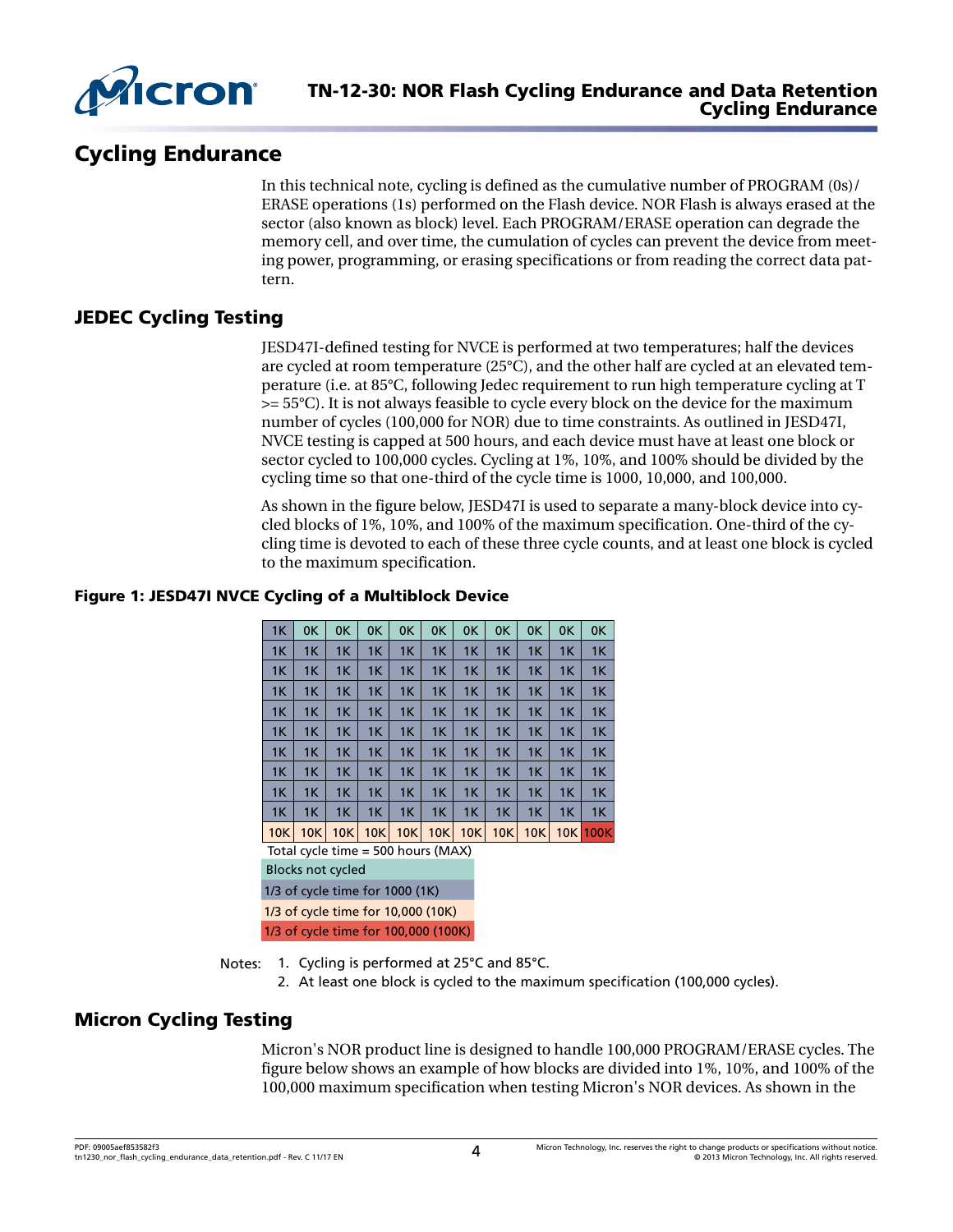## Cycling Endurance

In this technical note, cycling is defined as the cumulative number of PROGRAM (0s)/ ERASE operations (1s) performed on the Flash device. NOR Flash is always erased at the sector (also known as block) level. Each PROGRAM/ERASE operation can degrade the memory cell, and over time, the cumulation of cycles can prevent the device from meeting power, programming, or erasing specifications or from reading the correct data pattern.

### JEDEC Cycling Testing

JESD47I-defined testing for NVCE is performed at two temperatures; half the devices are cycled at room temperature (25°C), and the other half are cycled at an elevated temperature (i.e. at 85°C, following Jedec requirement to run high temperature cycling at T >= 55°C). It is not always feasible to cycle every block on the device for the maximum number of cycles (100,000 for NOR) due to time constraints. As outlined in JESD47I, NVCE testing is capped at 500 hours, and each device must have at least one block or sector cycled to 100,000 cycles. Cycling at 1%, 10%, and 100% should be divided by the cycling time so that one-third of the cycle time is 1000, 10,000, and 100,000.

As shown in the figure below, JESD47I is used to separate a many-block device into cycled blocks of 1%, 10%, and 100% of the maximum specification. One-third of the cycling time is devoted to each of these three cycle counts, and at least one block is cycled to the maximum specification.

**Figure 1: JESD47I NVCE Cycling of a Multiblock Device**

| | | | | | | | | | | |
|---|---|---|---|---|---|---|---|---|---|---|
| 1K | 0K | 0K | 0K | 0K | 0K | 0K | 0K | 0K | 0K | 0K |
| 1K | 1K | 1K | 1K | 1K | 1K | 1K | 1K | 1K | 1K | 1K |
| 1K | 1K | 1K | 1K | 1K | 1K | 1K | 1K | 1K | 1K | 1K |
| 1K | 1K | 1K | 1K | 1K | 1K | 1K | 1K | 1K | 1K | 1K |
| 1K | 1K | 1K | 1K | 1K | 1K | 1K | 1K | 1K | 1K | 1K |
| 1K | 1K | 1K | 1K | 1K | 1K | 1K | 1K | 1K | 1K | 1K |
| 1K | 1K | 1K | 1K | 1K | 1K | 1K | 1K | 1K | 1K | 1K |
| 1K | 1K | 1K | 1K | 1K | 1K | 1K | 1K | 1K | 1K | 1K |
| 1K | 1K | 1K | 1K | 1K | 1K | 1K | 1K | 1K | 1K | 1K |
| 1K | 1K | 1K | 1K | 1K | 1K | 1K | 1K | 1K | 1K | 1K |
| 10K | 10K | 10K | 10K | 10K | 10K | 10K | 10K | 10K | 10K | 100K |

Total cycle time = 500 hours (MAX)

- Blocks not cycled
- 1/3 of cycle time for 1000 (1K)
- 1/3 of cycle time for 10,000 (10K)
- 1/3 of cycle time for 100,000 (100K)

Notes:
1. Cycling is performed at 25°C and 85°C.
2. At least one block is cycled to the maximum specification (100,000 cycles).

### Micron Cycling Testing

Micron's NOR product line is designed to handle 100,000 PROGRAM/ERASE cycles. The figure below shows an example of how blocks are divided into 1%, 10%, and 100% of the 100,000 maximum specification when testing Micron's NOR devices. As shown in the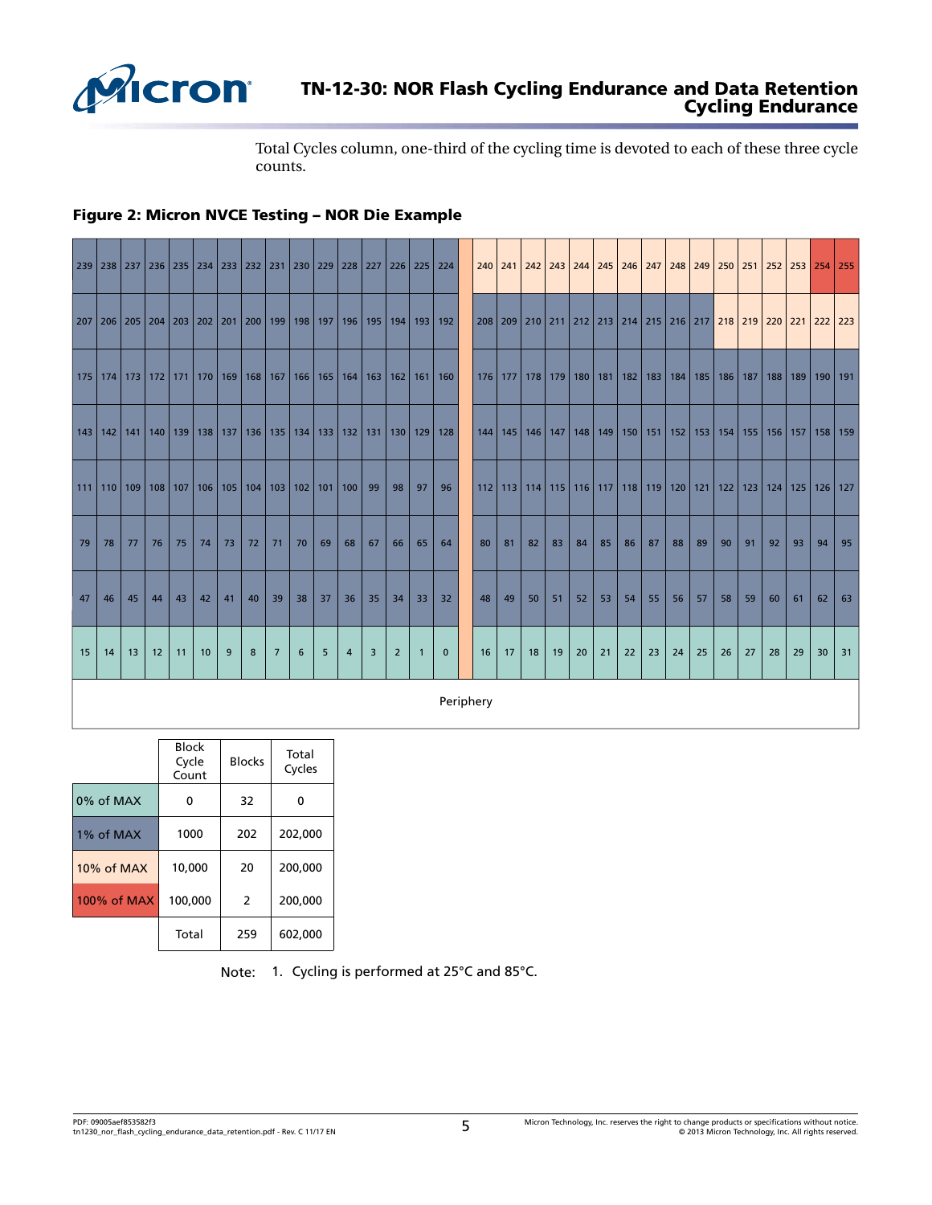Total Cycles column, one-third of the cycling time is devoted to each of these three cycle counts.

**Figure 2: Micron NVCE Testing – NOR Die Example**

| 239 | 238 | 237 | 236 | 235 | 234 | 233 | 232 | 231 | 230 | 229 | 228 | 227 | 226 | 225 | 224 | | 240 | 241 | 242 | 243 | 244 | 245 | 246 | 247 | 248 | 249 | 250 | 251 | 252 | 253 | 254 | 255 |
|---|---|---|---|---|---|---|---|---|---|---|---|---|---|---|---|---|---|---|---|---|---|---|---|---|---|---|---|---|---|---|---|---|
| 207 | 206 | 205 | 204 | 203 | 202 | 201 | 200 | 199 | 198 | 197 | 196 | 195 | 194 | 193 | 192 | | 208 | 209 | 210 | 211 | 212 | 213 | 214 | 215 | 216 | 217 | 218 | 219 | 220 | 221 | 222 | 223 |
| 175 | 174 | 173 | 172 | 171 | 170 | 169 | 168 | 167 | 166 | 165 | 164 | 163 | 162 | 161 | 160 | | 176 | 177 | 178 | 179 | 180 | 181 | 182 | 183 | 184 | 185 | 186 | 187 | 188 | 189 | 190 | 191 |
| 143 | 142 | 141 | 140 | 139 | 138 | 137 | 136 | 135 | 134 | 133 | 132 | 131 | 130 | 129 | 128 | | 144 | 145 | 146 | 147 | 148 | 149 | 150 | 151 | 152 | 153 | 154 | 155 | 156 | 157 | 158 | 159 |
| 111 | 110 | 109 | 108 | 107 | 106 | 105 | 104 | 103 | 102 | 101 | 100 | 99 | 98 | 97 | 96 | | 112 | 113 | 114 | 115 | 116 | 117 | 118 | 119 | 120 | 121 | 122 | 123 | 124 | 125 | 126 | 127 |
| 79 | 78 | 77 | 76 | 75 | 74 | 73 | 72 | 71 | 70 | 69 | 68 | 67 | 66 | 65 | 64 | | 80 | 81 | 82 | 83 | 84 | 85 | 86 | 87 | 88 | 89 | 90 | 91 | 92 | 93 | 94 | 95 |
| 47 | 46 | 45 | 44 | 43 | 42 | 41 | 40 | 39 | 38 | 37 | 36 | 35 | 34 | 33 | 32 | | 48 | 49 | 50 | 51 | 52 | 53 | 54 | 55 | 56 | 57 | 58 | 59 | 60 | 61 | 62 | 63 |
| 15 | 14 | 13 | 12 | 11 | 10 | 9 | 8 | 7 | 6 | 5 | 4 | 3 | 2 | 1 | 0 | | 16 | 17 | 18 | 19 | 20 | 21 | 22 | 23 | 24 | 25 | 26 | 27 | 28 | 29 | 30 | 31 |

Periphery

| | Block Cycle Count | Blocks | Total Cycles |
|---|---|---|---|
| 0% of MAX | 0 | 32 | 0 |
| 1% of MAX | 1000 | 202 | 202,000 |
| 10% of MAX | 10,000 | 20 | 200,000 |
| 100% of MAX | 100,000 | 2 | 200,000 |
| | Total | 259 | 602,000 |

Note: 1. Cycling is performed at 25°C and 85°C.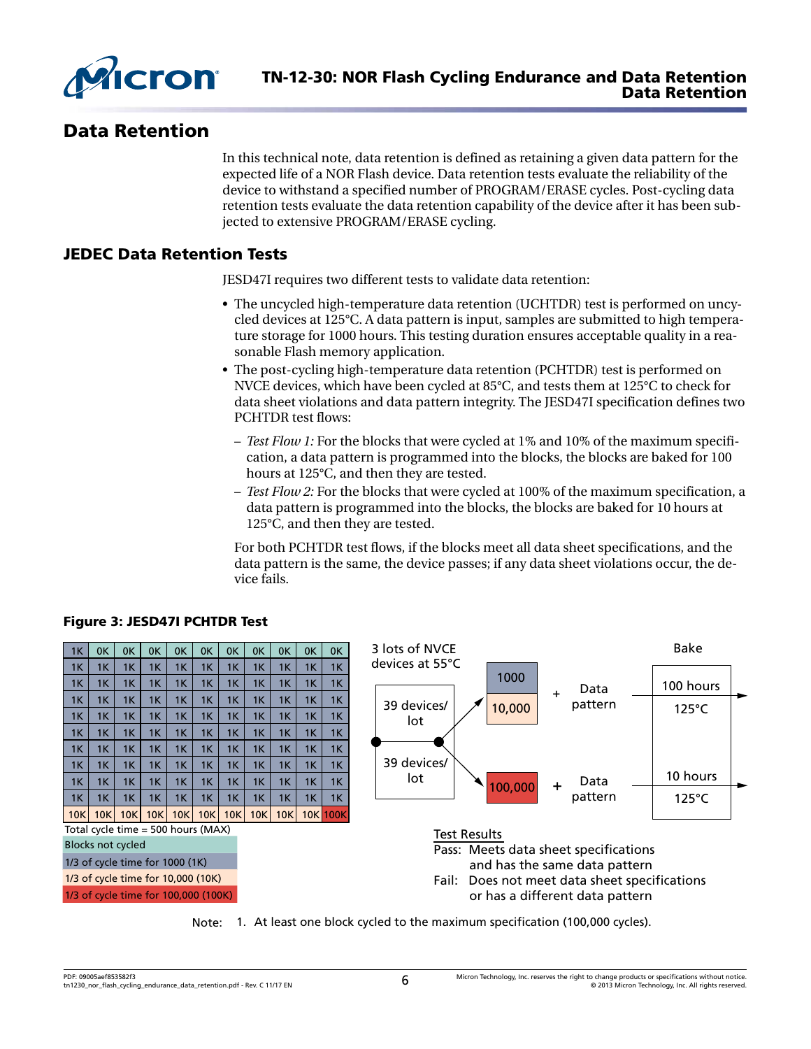# Data Retention

In this technical note, data retention is defined as retaining a given data pattern for the expected life of a NOR Flash device. Data retention tests evaluate the reliability of the device to withstand a specified number of PROGRAM/ERASE cycles. Post-cycling data retention tests evaluate the data retention capability of the device after it has been subjected to extensive PROGRAM/ERASE cycling.

## JEDEC Data Retention Tests

JESD47I requires two different tests to validate data retention:

- The uncycled high-temperature data retention (UCHTDR) test is performed on uncycled devices at 125°C. A data pattern is input, samples are submitted to high temperature storage for 1000 hours. This testing duration ensures acceptable quality in a reasonable Flash memory application.
- The post-cycling high-temperature data retention (PCHTDR) test is performed on NVCE devices, which have been cycled at 85°C, and tests them at 125°C to check for data sheet violations and data pattern integrity. The JESD47I specification defines two PCHTDR test flows:
  - *Test Flow 1:* For the blocks that were cycled at 1% and 10% of the maximum specification, a data pattern is programmed into the blocks, the blocks are baked for 100 hours at 125°C, and then they are tested.
  - *Test Flow 2:* For the blocks that were cycled at 100% of the maximum specification, a data pattern is programmed into the blocks, the blocks are baked for 10 hours at 125°C, and then they are tested.

  For both PCHTDR test flows, if the blocks meet all data sheet specifications, and the data pattern is the same, the device passes; if any data sheet violations occur, the device fails.

**Figure 3: JESD47I PCHTDR Test**

| | | | | | | | | | | |
|---|---|---|---|---|---|---|---|---|---|---|
| 1K | 0K | 0K | 0K | 0K | 0K | 0K | 0K | 0K | 0K | 0K |
| 1K | 1K | 1K | 1K | 1K | 1K | 1K | 1K | 1K | 1K | 1K |
| 1K | 1K | 1K | 1K | 1K | 1K | 1K | 1K | 1K | 1K | 1K |
| 1K | 1K | 1K | 1K | 1K | 1K | 1K | 1K | 1K | 1K | 1K |
| 1K | 1K | 1K | 1K | 1K | 1K | 1K | 1K | 1K | 1K | 1K |
| 1K | 1K | 1K | 1K | 1K | 1K | 1K | 1K | 1K | 1K | 1K |
| 1K | 1K | 1K | 1K | 1K | 1K | 1K | 1K | 1K | 1K | 1K |
| 1K | 1K | 1K | 1K | 1K | 1K | 1K | 1K | 1K | 1K | 1K |
| 1K | 1K | 1K | 1K | 1K | 1K | 1K | 1K | 1K | 1K | 1K |
| 1K | 1K | 1K | 1K | 1K | 1K | 1K | 1K | 1K | 1K | 1K |
| 10K | 10K | 10K | 10K | 10K | 10K | 10K | 10K | 10K | 10K | 100K |

Total cycle time = 500 hours (MAX)

- Blocks not cycled
- 1/3 of cycle time for 1000 (1K)
- 1/3 of cycle time for 10,000 (10K)
- 1/3 of cycle time for 100,000 (100K)

3 lots of NVCE devices at 55°C

- 39 devices/lot → 1000 / 10,000 + Data pattern → Bake: 100 hours, 125°C
- 39 devices/lot → 100,000 + Data pattern → Bake: 10 hours, 125°C

Test Results

Pass: Meets data sheet specifications and has the same data pattern

Fail: Does not meet data sheet specifications or has a different data pattern

Note: 1. At least one block cycled to the maximum specification (100,000 cycles).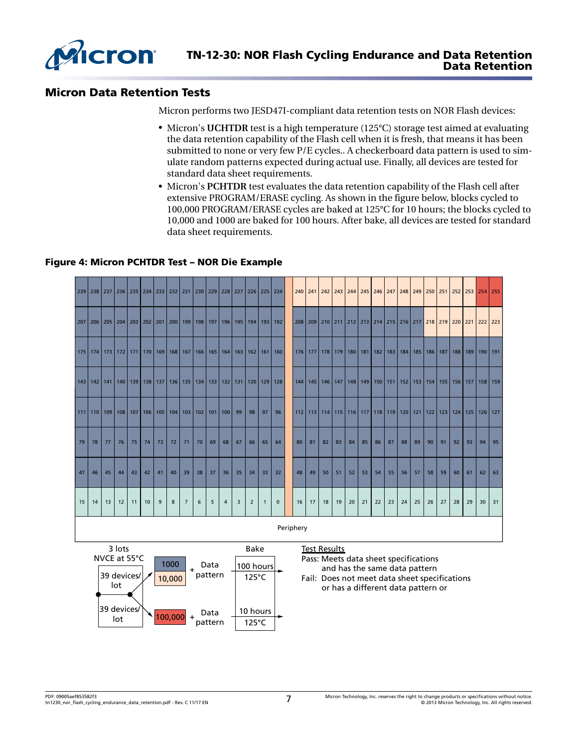## Micron Data Retention Tests

Micron performs two JESD47I-compliant data retention tests on NOR Flash devices:

- Micron's **UCHTDR** test is a high temperature (125°C) storage test aimed at evaluating the data retention capability of the Flash cell when it is fresh, that means it has been submitted to none or very few P/E cycles.. A checkerboard data pattern is used to simulate random patterns expected during actual use. Finally, all devices are tested for standard data sheet requirements.
- Micron's **PCHTDR** test evaluates the data retention capability of the Flash cell after extensive PROGRAM/ERASE cycling. As shown in the figure below, blocks cycled to 100,000 PROGRAM/ERASE cycles are baked at 125°C for 10 hours; the blocks cycled to 10,000 and 1000 are baked for 100 hours. After bake, all devices are tested for standard data sheet requirements.

**Figure 4: Micron PCHTDR Test – NOR Die Example**

| 239 | 238 | 237 | 236 | 235 | 234 | 233 | 232 | 231 | 230 | 229 | 228 | 227 | 226 | 225 | 224 | | 240 | 241 | 242 | 243 | 244 | 245 | 246 | 247 | 248 | 249 | 250 | 251 | 252 | 253 | 254 | 255 |
|---|---|---|---|---|---|---|---|---|---|---|---|---|---|---|---|---|---|---|---|---|---|---|---|---|---|---|---|---|---|---|---|---|
| 207 | 206 | 205 | 204 | 203 | 202 | 201 | 200 | 199 | 198 | 197 | 196 | 195 | 194 | 193 | 192 | | 208 | 209 | 210 | 211 | 212 | 213 | 214 | 215 | 216 | 217 | 218 | 219 | 220 | 221 | 222 | 223 |
| 175 | 174 | 173 | 172 | 171 | 170 | 169 | 168 | 167 | 166 | 165 | 164 | 163 | 162 | 161 | 160 | | 176 | 177 | 178 | 179 | 180 | 181 | 182 | 183 | 184 | 185 | 186 | 187 | 188 | 189 | 190 | 191 |
| 143 | 142 | 141 | 140 | 139 | 138 | 137 | 136 | 135 | 134 | 133 | 132 | 131 | 130 | 129 | 128 | | 144 | 145 | 146 | 147 | 148 | 149 | 150 | 151 | 152 | 153 | 154 | 155 | 156 | 157 | 158 | 159 |
| 111 | 110 | 109 | 108 | 107 | 106 | 105 | 104 | 103 | 102 | 101 | 100 | 99 | 98 | 97 | 96 | | 112 | 113 | 114 | 115 | 116 | 117 | 118 | 119 | 120 | 121 | 122 | 123 | 124 | 125 | 126 | 127 |
| 79 | 78 | 77 | 76 | 75 | 74 | 73 | 72 | 71 | 70 | 69 | 68 | 67 | 66 | 65 | 64 | | 80 | 81 | 82 | 83 | 84 | 85 | 86 | 87 | 88 | 89 | 90 | 91 | 92 | 93 | 94 | 95 |
| 47 | 46 | 45 | 44 | 43 | 42 | 41 | 40 | 39 | 38 | 37 | 36 | 35 | 34 | 33 | 32 | | 48 | 49 | 50 | 51 | 52 | 53 | 54 | 55 | 56 | 57 | 58 | 59 | 60 | 61 | 62 | 63 |
| 15 | 14 | 13 | 12 | 11 | 10 | 9 | 8 | 7 | 6 | 5 | 4 | 3 | 2 | 1 | 0 | | 16 | 17 | 18 | 19 | 20 | 21 | 22 | 23 | 24 | 25 | 26 | 27 | 28 | 29 | 30 | 31 |

Periphery

3 lots NVCE at 55°C: 39 devices/lot → 1000 / 10,000 + Data pattern → Bake: 100 hours 125°C; 39 devices/lot → 100,000 + Data pattern → Bake: 10 hours 125°C

Test Results
Pass: Meets data sheet specifications and has the same data pattern
Fail: Does not meet data sheet specifications or has a different data pattern or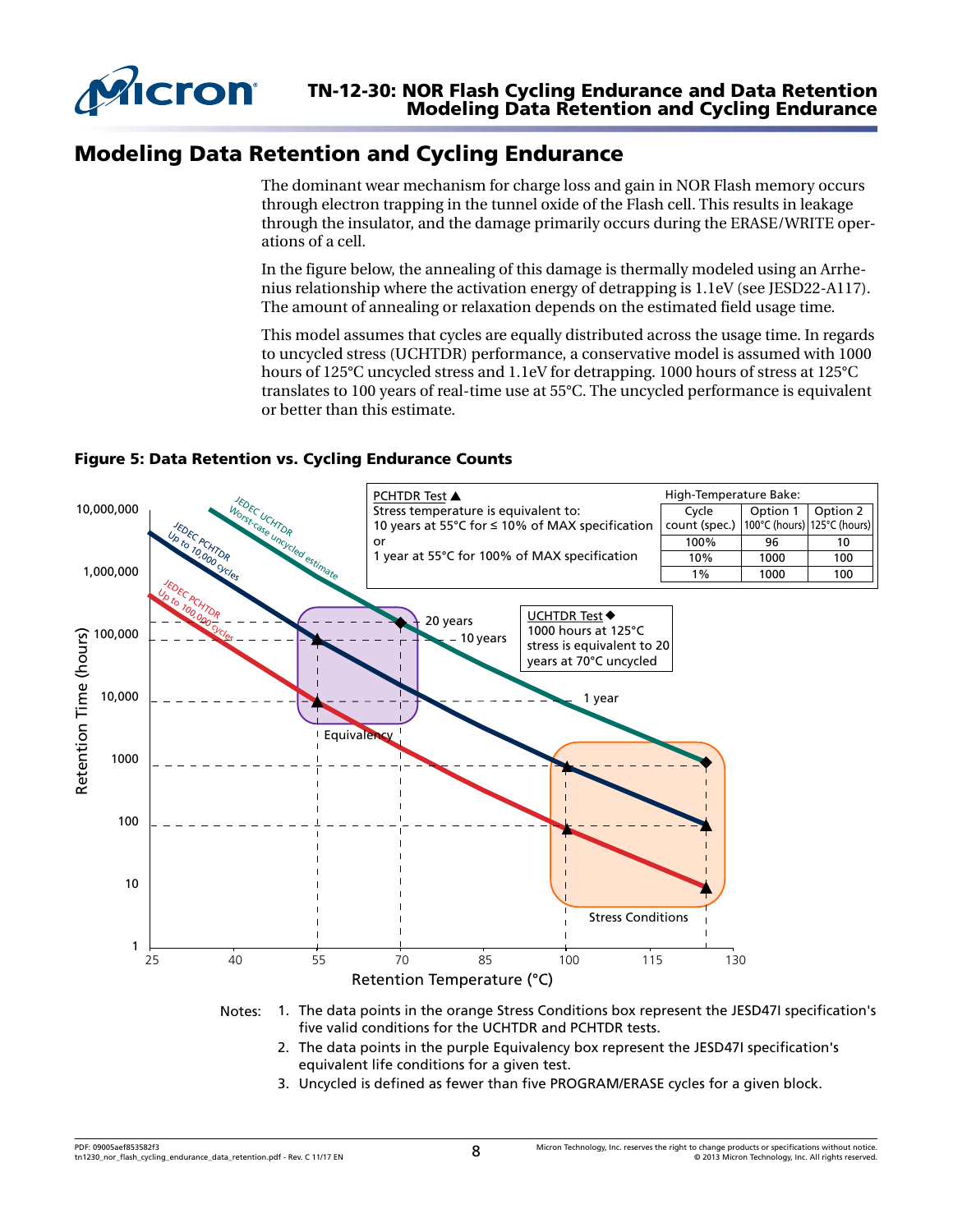## Modeling Data Retention and Cycling Endurance

The dominant wear mechanism for charge loss and gain in NOR Flash memory occurs through electron trapping in the tunnel oxide of the Flash cell. This results in leakage through the insulator, and the damage primarily occurs during the ERASE/WRITE operations of a cell.

In the figure below, the annealing of this damage is thermally modeled using an Arrhenius relationship where the activation energy of detrapping is 1.1eV (see JESD22-A117). The amount of annealing or relaxation depends on the estimated field usage time.

This model assumes that cycles are equally distributed across the usage time. In regards to uncycled stress (UCHTDR) performance, a conservative model is assumed with 1000 hours of 125°C uncycled stress and 1.1eV for detrapping. 1000 hours of stress at 125°C translates to 100 years of real-time use at 55°C. The uncycled performance is equivalent or better than this estimate.

**Figure 5: Data Retention vs. Cycling Endurance Counts**

PCHTDR Test ▲
Stress temperature is equivalent to:
10 years at 55°C for ≤ 10% of MAX specification
or
1 year at 55°C for 100% of MAX specification

High-Temperature Bake:

| Cycle count (spec.) | Option 1 100°C (hours) | Option 2 125°C (hours) |
|---|---|---|
| 100% | 96 | 10 |
| 10% | 1000 | 100 |
| 1% | 1000 | 100 |

UCHTDR Test ◆
1000 hours at 125°C stress is equivalent to 20 years at 70°C uncycled

Notes:
1. The data points in the orange Stress Conditions box represent the JESD47I specification's five valid conditions for the UCHTDR and PCHTDR tests.
2. The data points in the purple Equivalency box represent the JESD47I specification's equivalent life conditions for a given test.
3. Uncycled is defined as fewer than five PROGRAM/ERASE cycles for a given block.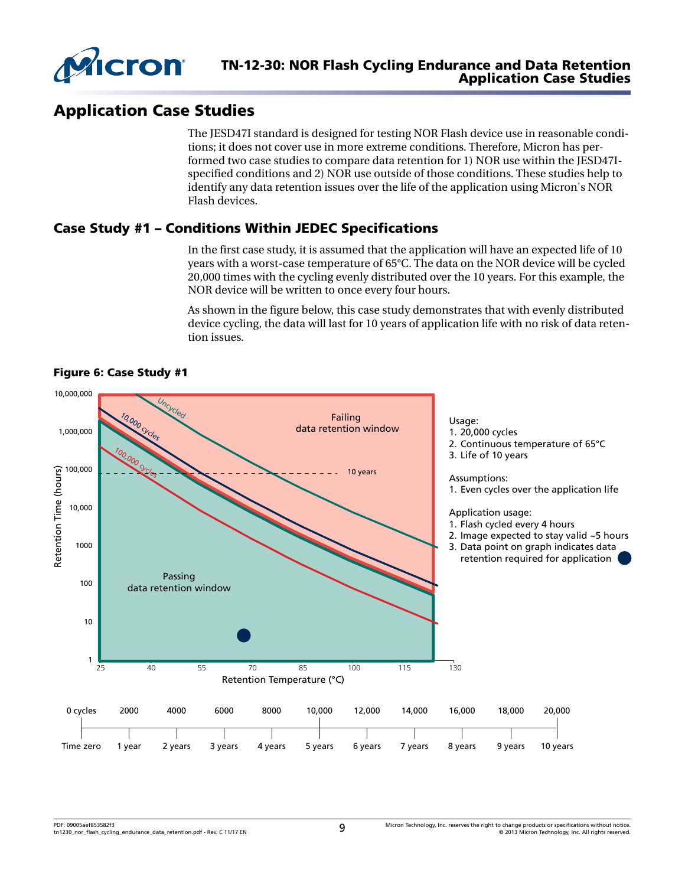## Application Case Studies

The JESD47I standard is designed for testing NOR Flash device use in reasonable conditions; it does not cover use in more extreme conditions. Therefore, Micron has performed two case studies to compare data retention for 1) NOR use within the JESD47I-specified conditions and 2) NOR use outside of those conditions. These studies help to identify any data retention issues over the life of the application using Micron's NOR Flash devices.

### Case Study #1 – Conditions Within JEDEC Specifications

In the first case study, it is assumed that the application will have an expected life of 10 years with a worst-case temperature of 65°C. The data on the NOR device will be cycled 20,000 times with the cycling evenly distributed over the 10 years. For this example, the NOR device will be written to once every four hours.

As shown in the figure below, this case study demonstrates that with evenly distributed device cycling, the data will last for 10 years of application life with no risk of data retention issues.

**Figure 6: Case Study #1**

Usage:
1. 20,000 cycles
2. Continuous temperature of 65°C
3. Life of 10 years

Assumptions:
1. Even cycles over the application life

Application usage:
1. Flash cycled every 4 hours
2. Image expected to stay valid ~5 hours
3. Data point on graph indicates data retention required for application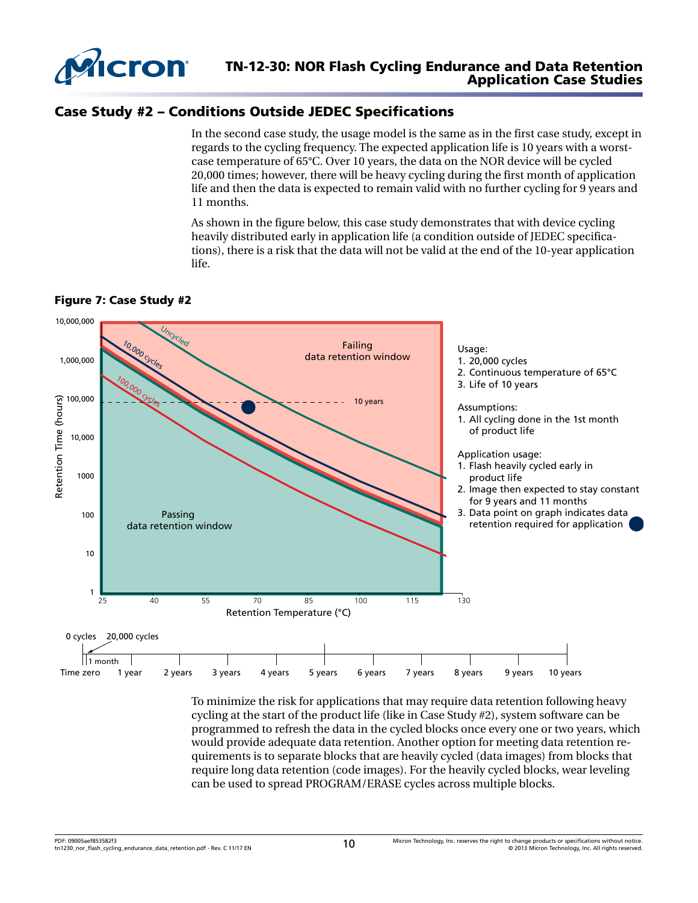## Case Study #2 – Conditions Outside JEDEC Specifications

In the second case study, the usage model is the same as in the first case study, except in regards to the cycling frequency. The expected application life is 10 years with a worst-case temperature of 65°C. Over 10 years, the data on the NOR device will be cycled 20,000 times; however, there will be heavy cycling during the first month of application life and then the data is expected to remain valid with no further cycling for 9 years and 11 months.

As shown in the figure below, this case study demonstrates that with device cycling heavily distributed early in application life (a condition outside of JEDEC specifications), there is a risk that the data will not be valid at the end of the 10-year application life.

**Figure 7: Case Study #2**

Usage:
1. 20,000 cycles
2. Continuous temperature of 65°C
3. Life of 10 years

Assumptions:
1. All cycling done in the 1st month of product life

Application usage:
1. Flash heavily cycled early in product life
2. Image then expected to stay constant for 9 years and 11 months
3. Data point on graph indicates data retention required for application

To minimize the risk for applications that may require data retention following heavy cycling at the start of the product life (like in Case Study #2), system software can be programmed to refresh the data in the cycled blocks once every one or two years, which would provide adequate data retention. Another option for meeting data retention requirements is to separate blocks that are heavily cycled (data images) from blocks that require long data retention (code images). For the heavily cycled blocks, wear leveling can be used to spread PROGRAM/ERASE cycles across multiple blocks.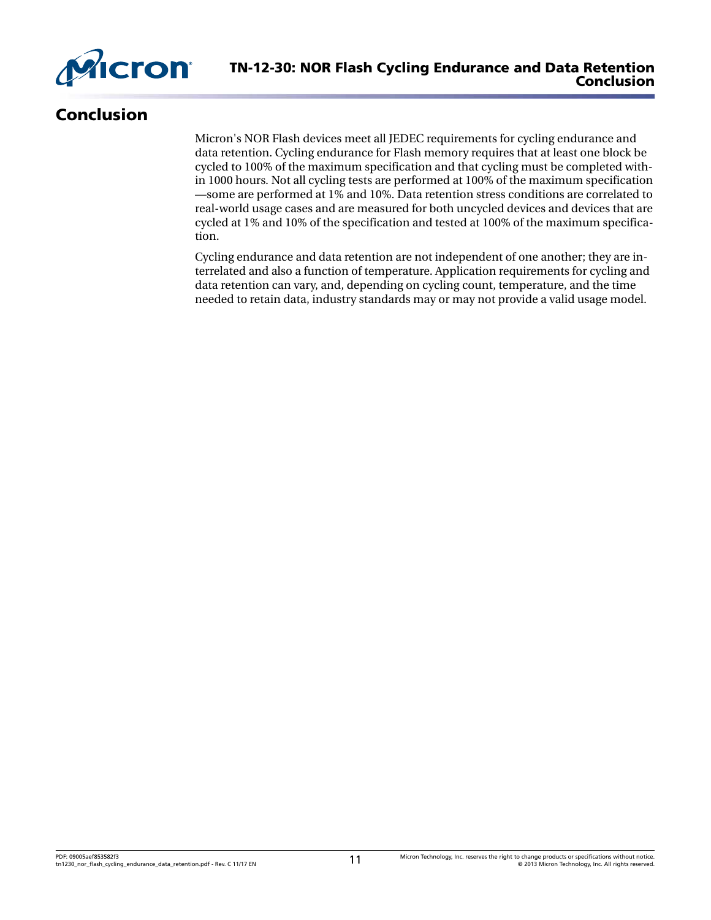## Conclusion

Micron's NOR Flash devices meet all JEDEC requirements for cycling endurance and data retention. Cycling endurance for Flash memory requires that at least one block be cycled to 100% of the maximum specification and that cycling must be completed within 1000 hours. Not all cycling tests are performed at 100% of the maximum specification —some are performed at 1% and 10%. Data retention stress conditions are correlated to real-world usage cases and are measured for both uncycled devices and devices that are cycled at 1% and 10% of the specification and tested at 100% of the maximum specification.

Cycling endurance and data retention are not independent of one another; they are interrelated and also a function of temperature. Application requirements for cycling and data retention can vary, and, depending on cycling count, temperature, and the time needed to retain data, industry standards may or may not provide a valid usage model.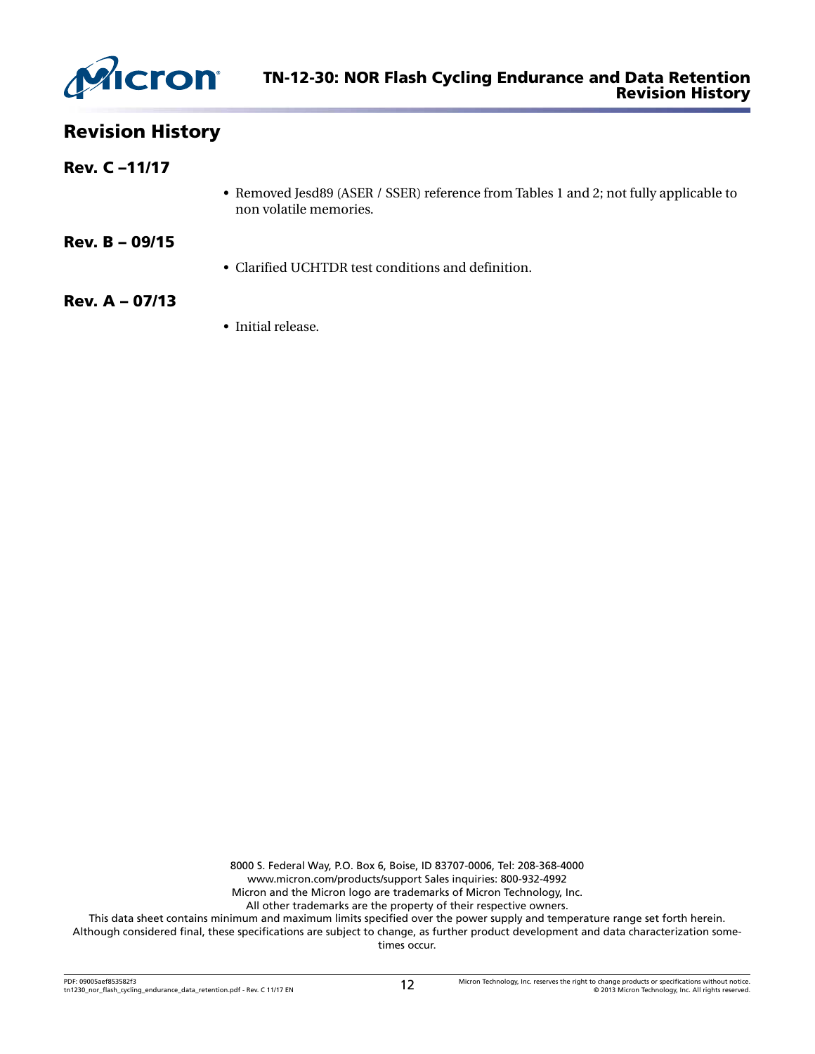## Revision History

### Rev. C –11/17

- Removed Jesd89 (ASER / SSER) reference from Tables 1 and 2; not fully applicable to non volatile memories.

### Rev. B – 09/15

- Clarified UCHTDR test conditions and definition.

### Rev. A – 07/13

- Initial release.

8000 S. Federal Way, P.O. Box 6, Boise, ID 83707-0006, Tel: 208-368-4000
www.micron.com/products/support Sales inquiries: 800-932-4992
Micron and the Micron logo are trademarks of Micron Technology, Inc.
All other trademarks are the property of their respective owners.
This data sheet contains minimum and maximum limits specified over the power supply and temperature range set forth herein.
Although considered final, these specifications are subject to change, as further product development and data characterization sometimes occur.